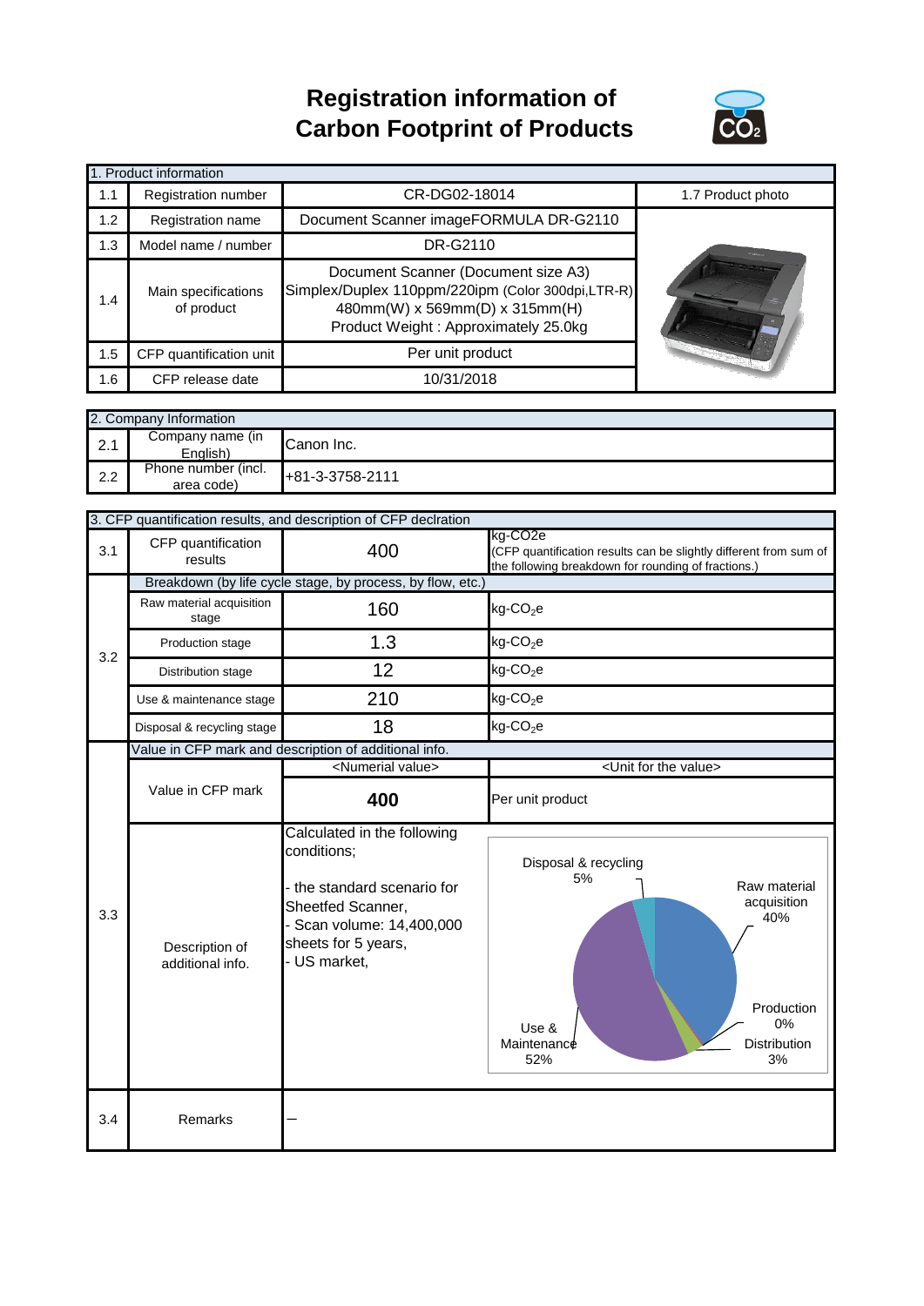# Registration information of Carbon Footprint of Products

| 1. Product information | | | |
|---|---|---|---|
| 1.1 | Registration number | CR-DG02-18014 | 1.7 Product photo |
| 1.2 | Registration name | Document Scanner imageFORMULA DR-G2110 | |
| 1.3 | Model name / number | DR-G2110 | |
| 1.4 | Main specifications of product | Document Scanner (Document size A3)<br>Simplex/Duplex 110ppm/220ipm (Color 300dpi,LTR-R)<br>480mm(W) x 569mm(D) x 315mm(H)<br>Product Weight : Approximately 25.0kg | |
| 1.5 | CFP quantification unit | Per unit product | |
| 1.6 | CFP release date | 10/31/2018 | |

| 2. Company Information | | |
|---|---|---|
| 2.1 | Company name (in English) | Canon Inc. |
| 2.2 | Phone number (incl. area code) | +81-3-3758-2111 |

| 3. CFP quantification results, and description of CFP declration | | | |
|---|---|---|---|
| 3.1 | CFP quantification results | 400 | kg-CO2e<br>(CFP quantification results can be slightly different from sum of the following breakdown for rounding of fractions.) |
| 3.2 | Breakdown (by life cycle stage, by process, by flow, etc.) | | |
| | Raw material acquisition stage | 160 | kg-$CO_2$e |
| | Production stage | 1.3 | kg-$CO_2$e |
| | Distribution stage | 12 | kg-$CO_2$e |
| | Use & maintenance stage | 210 | kg-$CO_2$e |
| | Disposal & recycling stage | 18 | kg-$CO_2$e |
| 3.3 | Value in CFP mark and description of additional info. | | |
| | | <Numerial value> | <Unit for the value> |
| | Value in CFP mark | **400** | Per unit product |
| | Description of additional info. | Calculated in the following conditions;<br><br>- the standard scenario for Sheetfed Scanner,<br>- Scan volume: 14,400,000 sheets for 5 years,<br>- US market, | Disposal & recycling 5%<br>Raw material acquisition 40%<br>Production 0%<br>Distribution 3%<br>Use & Maintenance 52% |
| 3.4 | Remarks | － | |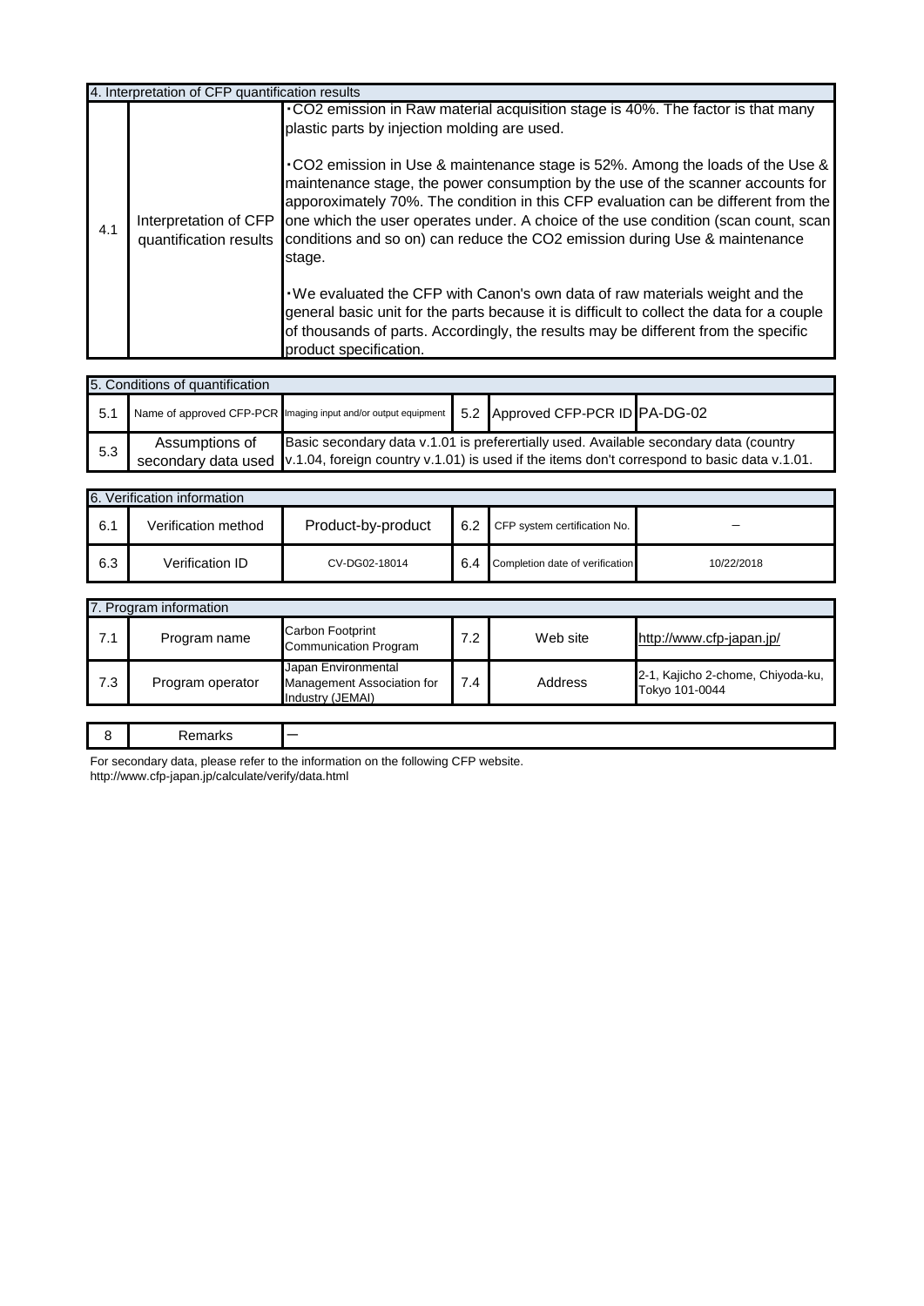## 4. Interpretation of CFP quantification results

| | | |
|---|---|---|
| 4.1 | Interpretation of CFP quantification results | ・$CO_2$ emission in Raw material acquisition stage is 40%. The factor is that many plastic parts by injection molding are used.<br><br>・$CO_2$ emission in Use & maintenance stage is 52%. Among the loads of the Use & maintenance stage, the power consumption by the use of the scanner accounts for approximately 70%. The condition in this CFP evaluation can be different from the one which the user operates under. A choice of the use condition (scan count, scan conditions and so on) can reduce the $CO_2$ emission during Use & maintenance stage.<br><br>・We evaluated the CFP with Canon's own data of raw materials weight and the general basic unit for the parts because it is difficult to collect the data for a couple of thousands of parts. Accordingly, the results may be different from the specific product specification. |

## 5. Conditions of quantification

| | | | | | |
|---|---|---|---|---|---|
| 5.1 | Name of approved CFP-PCR | Imaging input and/or output equipment | 5.2 | Approved CFP-PCR ID | PA-DG-02 |
| 5.3 | Assumptions of secondary data used | Basic secondary data v.1.01 is preferertially used. Available secondary data (country v.1.04, foreign country v.1.01) is used if the items don't correspond to basic data v.1.01. | | | |

## 6. Verification information

| | | | | | |
|---|---|---|---|---|---|
| 6.1 | Verification method | Product-by-product | 6.2 | CFP system certification No. | – |
| 6.3 | Verification ID | CV-DG02-18014 | 6.4 | Completion date of verification | 10/22/2018 |

## 7. Program information

| | | | | | |
|---|---|---|---|---|---|
| 7.1 | Program name | Carbon Footprint Communication Program | 7.2 | Web site | http://www.cfp-japan.jp/ |
| 7.3 | Program operator | Japan Environmental Management Association for Industry (JEMAI) | 7.4 | Address | 2-1, Kajicho 2-chome, Chiyoda-ku, Tokyo 101-0044 |

| | | |
|---|---|---|
| 8 | Remarks | ― |

For secondary data, please refer to the information on the following CFP website.
http://www.cfp-japan.jp/calculate/verify/data.html